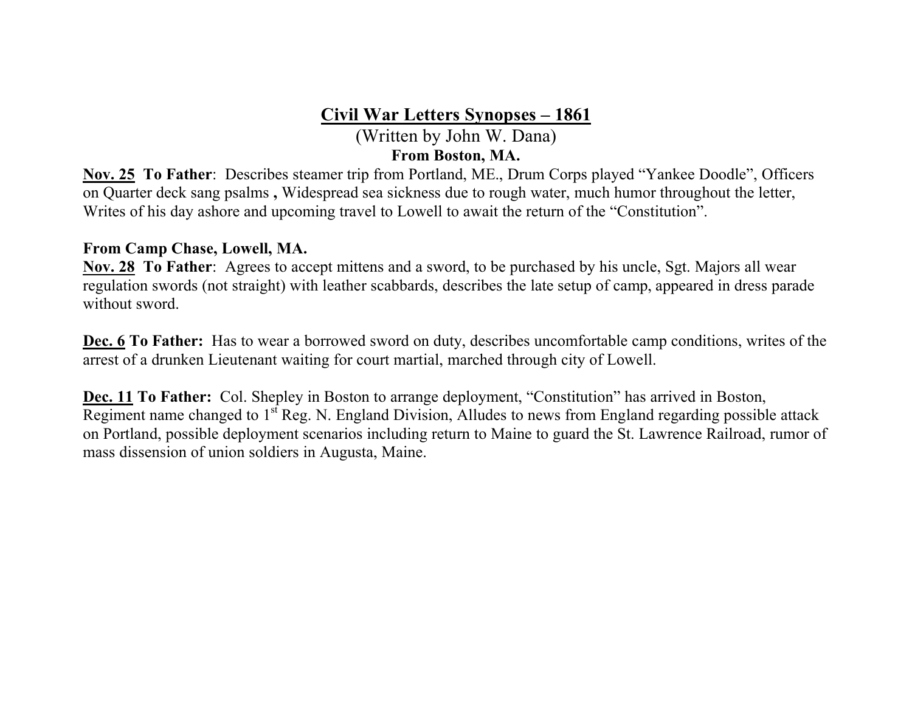# Civil War Letters Synopses – 1861

(Written by John W. Dana)

**From Boston, MA.**

**Nov. 25 To Father**: Describes steamer trip from Portland, ME., Drum Corps played "Yankee Doodle", Officers on Quarter deck sang psalms **,** Widespread sea sickness due to rough water, much humor throughout the letter, Writes of his day ashore and upcoming travel to Lowell to await the return of the "Constitution".

**From Camp Chase, Lowell, MA.**

**Nov. 28 To Father**: Agrees to accept mittens and a sword, to be purchased by his uncle, Sgt. Majors all wear regulation swords (not straight) with leather scabbards, describes the late setup of camp, appeared in dress parade without sword.

**Dec. 6 To Father:** Has to wear a borrowed sword on duty, describes uncomfortable camp conditions, writes of the arrest of a drunken Lieutenant waiting for court martial, marched through city of Lowell.

**Dec. 11 To Father:** Col. Shepley in Boston to arrange deployment, "Constitution" has arrived in Boston, Regiment name changed to 1st Reg. N. England Division, Alludes to news from England regarding possible attack on Portland, possible deployment scenarios including return to Maine to guard the St. Lawrence Railroad, rumor of mass dissension of union soldiers in Augusta, Maine.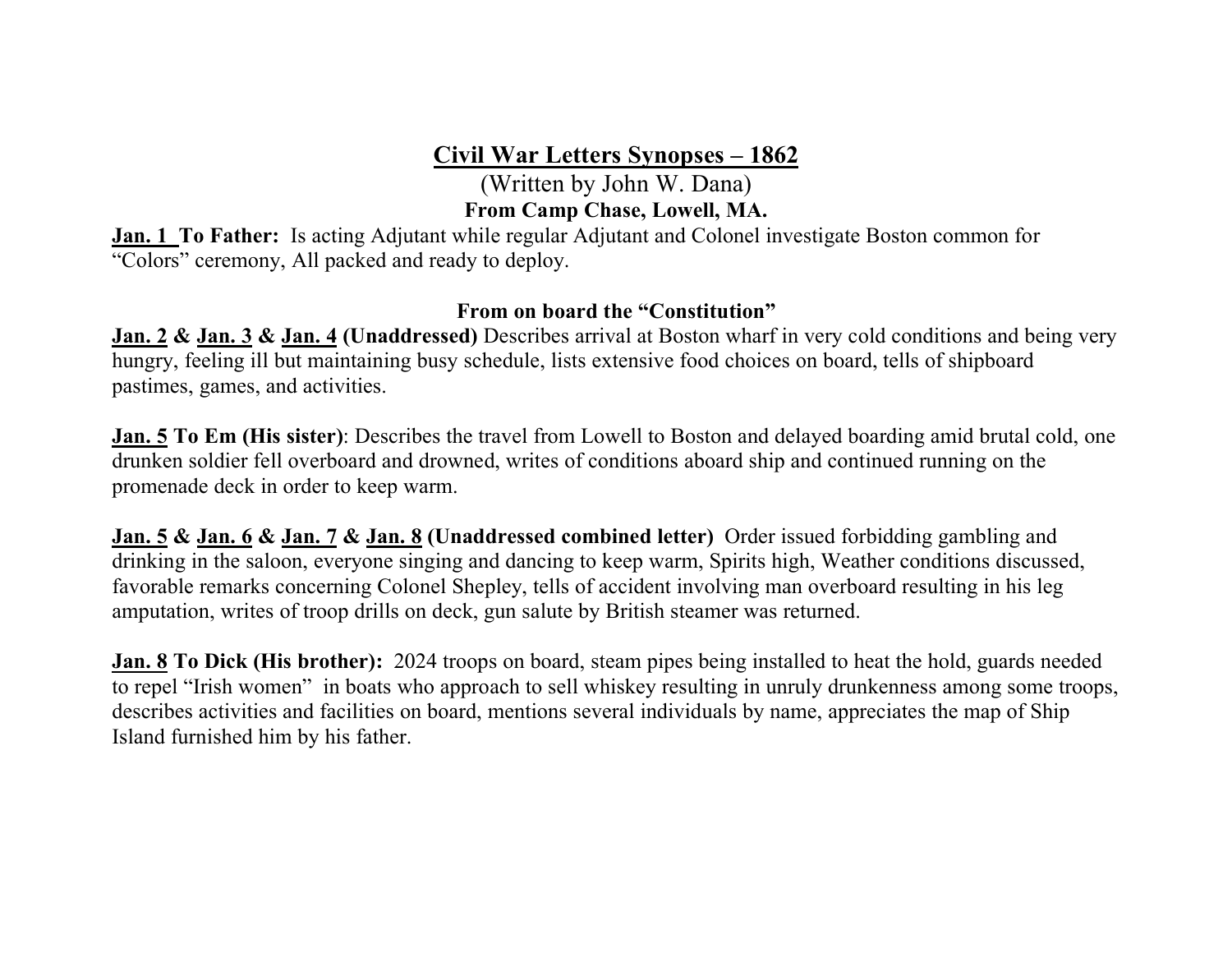# Civil War Letters Synopses – 1862

(Written by John W. Dana)

**From Camp Chase, Lowell, MA.**

**Jan. 1 To Father:** Is acting Adjutant while regular Adjutant and Colonel investigate Boston common for "Colors" ceremony, All packed and ready to deploy.

**From on board the "Constitution"**

**Jan. 2 & Jan. 3 & Jan. 4 (Unaddressed)** Describes arrival at Boston wharf in very cold conditions and being very hungry, feeling ill but maintaining busy schedule, lists extensive food choices on board, tells of shipboard pastimes, games, and activities.

**Jan. 5 To Em (His sister)**: Describes the travel from Lowell to Boston and delayed boarding amid brutal cold, one drunken soldier fell overboard and drowned, writes of conditions aboard ship and continued running on the promenade deck in order to keep warm.

**Jan. 5 & Jan. 6 & Jan. 7 & Jan. 8 (Unaddressed combined letter)** Order issued forbidding gambling and drinking in the saloon, everyone singing and dancing to keep warm, Spirits high, Weather conditions discussed, favorable remarks concerning Colonel Shepley, tells of accident involving man overboard resulting in his leg amputation, writes of troop drills on deck, gun salute by British steamer was returned.

**Jan. 8 To Dick (His brother):** 2024 troops on board, steam pipes being installed to heat the hold, guards needed to repel "Irish women" in boats who approach to sell whiskey resulting in unruly drunkenness among some troops, describes activities and facilities on board, mentions several individuals by name, appreciates the map of Ship Island furnished him by his father.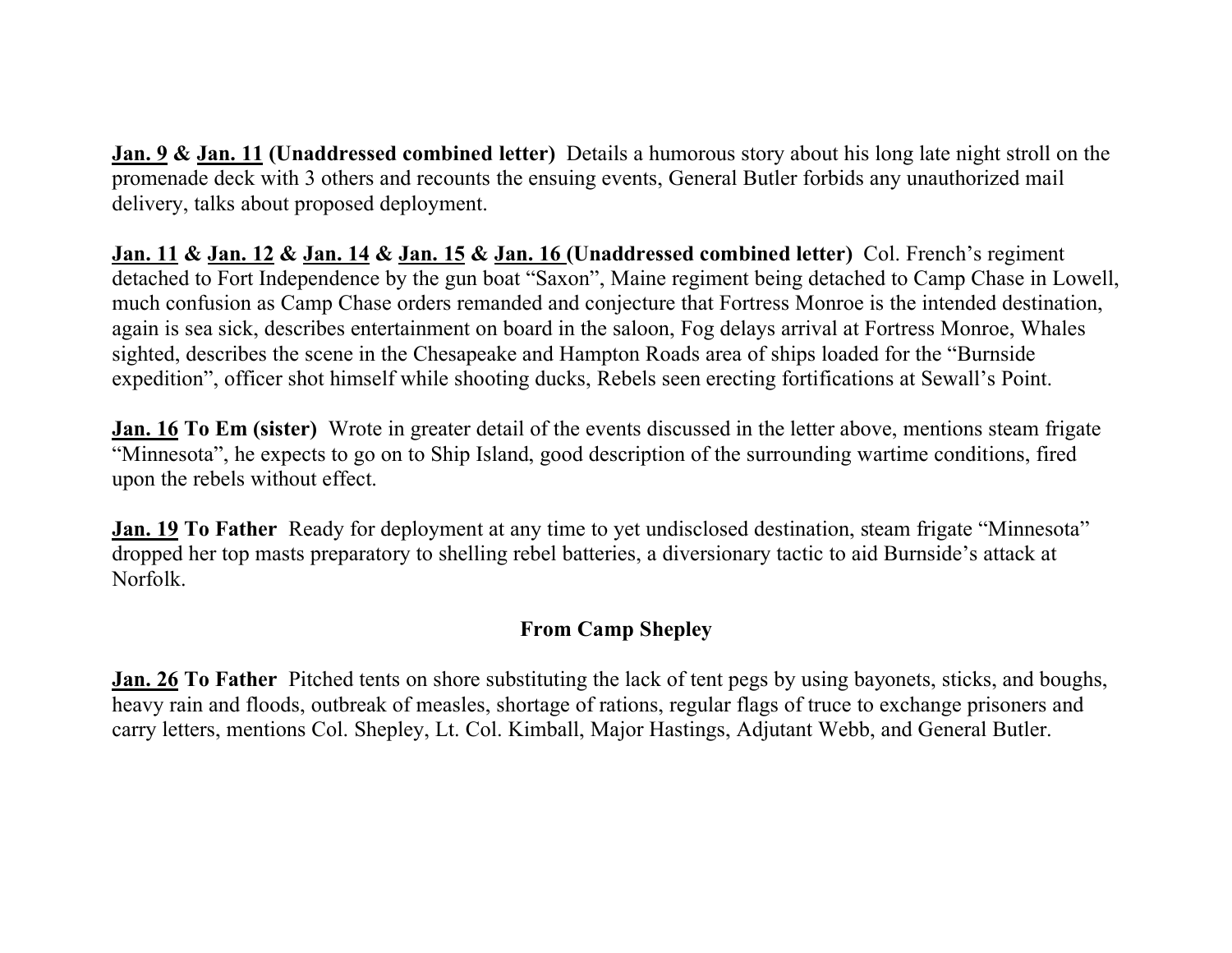**Jan. 9 & Jan. 11 (Unaddressed combined letter)** Details a humorous story about his long late night stroll on the promenade deck with 3 others and recounts the ensuing events, General Butler forbids any unauthorized mail delivery, talks about proposed deployment.

**Jan. 11 & Jan. 12 & Jan. 14 & Jan. 15 & Jan. 16 (Unaddressed combined letter)** Col. French's regiment detached to Fort Independence by the gun boat "Saxon", Maine regiment being detached to Camp Chase in Lowell, much confusion as Camp Chase orders remanded and conjecture that Fortress Monroe is the intended destination, again is sea sick, describes entertainment on board in the saloon, Fog delays arrival at Fortress Monroe, Whales sighted, describes the scene in the Chesapeake and Hampton Roads area of ships loaded for the "Burnside expedition", officer shot himself while shooting ducks, Rebels seen erecting fortifications at Sewall's Point.

**Jan. 16 To Em (sister)** Wrote in greater detail of the events discussed in the letter above, mentions steam frigate "Minnesota", he expects to go on to Ship Island, good description of the surrounding wartime conditions, fired upon the rebels without effect.

**Jan. 19 To Father** Ready for deployment at any time to yet undisclosed destination, steam frigate "Minnesota" dropped her top masts preparatory to shelling rebel batteries, a diversionary tactic to aid Burnside's attack at Norfolk.

**From Camp Shepley**

**Jan. 26 To Father** Pitched tents on shore substituting the lack of tent pegs by using bayonets, sticks, and boughs, heavy rain and floods, outbreak of measles, shortage of rations, regular flags of truce to exchange prisoners and carry letters, mentions Col. Shepley, Lt. Col. Kimball, Major Hastings, Adjutant Webb, and General Butler.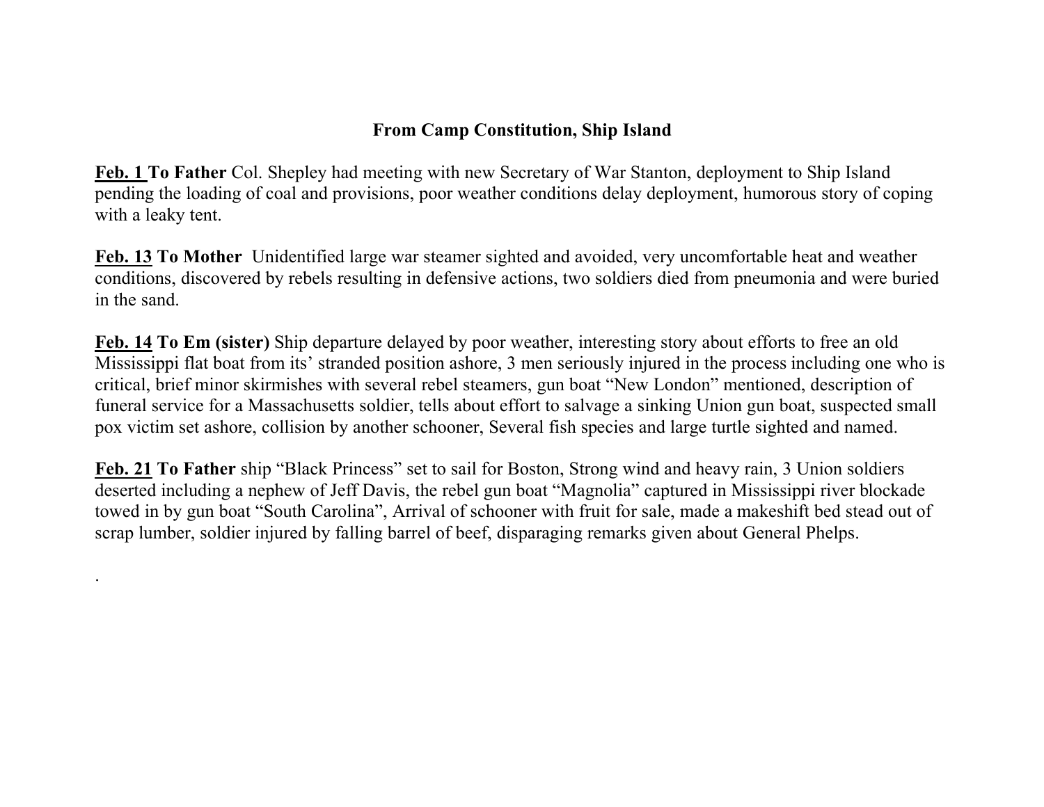## From Camp Constitution, Ship Island

**Feb. 1 To Father** Col. Shepley had meeting with new Secretary of War Stanton, deployment to Ship Island pending the loading of coal and provisions, poor weather conditions delay deployment, humorous story of coping with a leaky tent.

**Feb. 13 To Mother** Unidentified large war steamer sighted and avoided, very uncomfortable heat and weather conditions, discovered by rebels resulting in defensive actions, two soldiers died from pneumonia and were buried in the sand.

**Feb. 14 To Em (sister)** Ship departure delayed by poor weather, interesting story about efforts to free an old Mississippi flat boat from its' stranded position ashore, 3 men seriously injured in the process including one who is critical, brief minor skirmishes with several rebel steamers, gun boat "New London" mentioned, description of funeral service for a Massachusetts soldier, tells about effort to salvage a sinking Union gun boat, suspected small pox victim set ashore, collision by another schooner, Several fish species and large turtle sighted and named.

**Feb. 21 To Father** ship "Black Princess" set to sail for Boston, Strong wind and heavy rain, 3 Union soldiers deserted including a nephew of Jeff Davis, the rebel gun boat "Magnolia" captured in Mississippi river blockade towed in by gun boat "South Carolina", Arrival of schooner with fruit for sale, made a makeshift bed stead out of scrap lumber, soldier injured by falling barrel of beef, disparaging remarks given about General Phelps.

.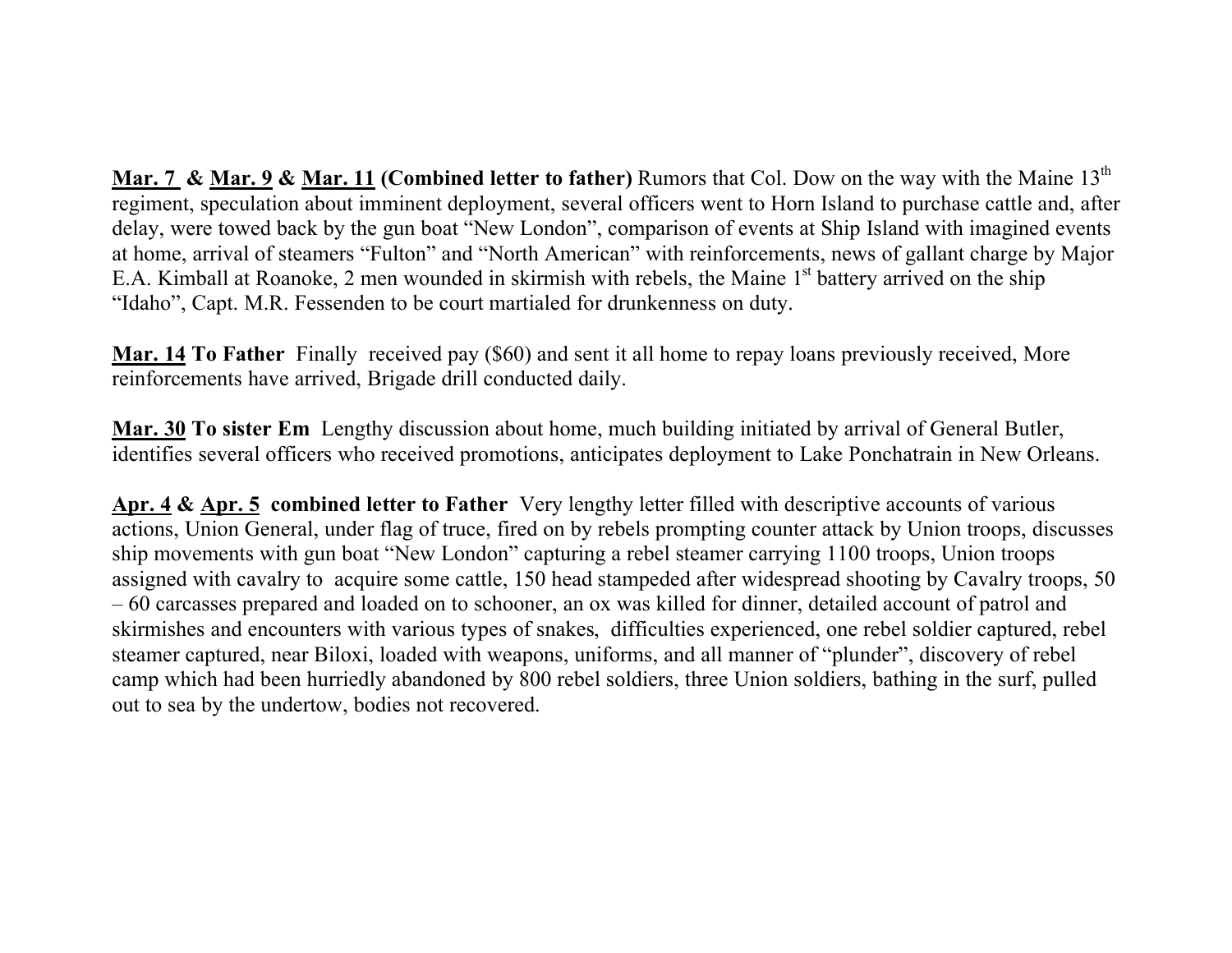**<u>Mar. 7</u> & <u>Mar. 9</u> & <u>Mar. 11</u> (Combined letter to father)** Rumors that Col. Dow on the way with the Maine 13th regiment, speculation about imminent deployment, several officers went to Horn Island to purchase cattle and, after delay, were towed back by the gun boat "New London", comparison of events at Ship Island with imagined events at home, arrival of steamers "Fulton" and "North American" with reinforcements, news of gallant charge by Major E.A. Kimball at Roanoke, 2 men wounded in skirmish with rebels, the Maine 1st battery arrived on the ship "Idaho", Capt. M.R. Fessenden to be court martialed for drunkenness on duty.

**<u>Mar. 14</u> To Father** Finally received pay ($60) and sent it all home to repay loans previously received, More reinforcements have arrived, Brigade drill conducted daily.

**<u>Mar. 30</u> To sister Em** Lengthy discussion about home, much building initiated by arrival of General Butler, identifies several officers who received promotions, anticipates deployment to Lake Ponchatrain in New Orleans.

**<u>Apr. 4</u> & <u>Apr. 5</u> combined letter to Father** Very lengthy letter filled with descriptive accounts of various actions, Union General, under flag of truce, fired on by rebels prompting counter attack by Union troops, discusses ship movements with gun boat "New London" capturing a rebel steamer carrying 1100 troops, Union troops assigned with cavalry to acquire some cattle, 150 head stampeded after widespread shooting by Cavalry troops, 50 – 60 carcasses prepared and loaded on to schooner, an ox was killed for dinner, detailed account of patrol and skirmishes and encounters with various types of snakes, difficulties experienced, one rebel soldier captured, rebel steamer captured, near Biloxi, loaded with weapons, uniforms, and all manner of "plunder", discovery of rebel camp which had been hurriedly abandoned by 800 rebel soldiers, three Union soldiers, bathing in the surf, pulled out to sea by the undertow, bodies not recovered.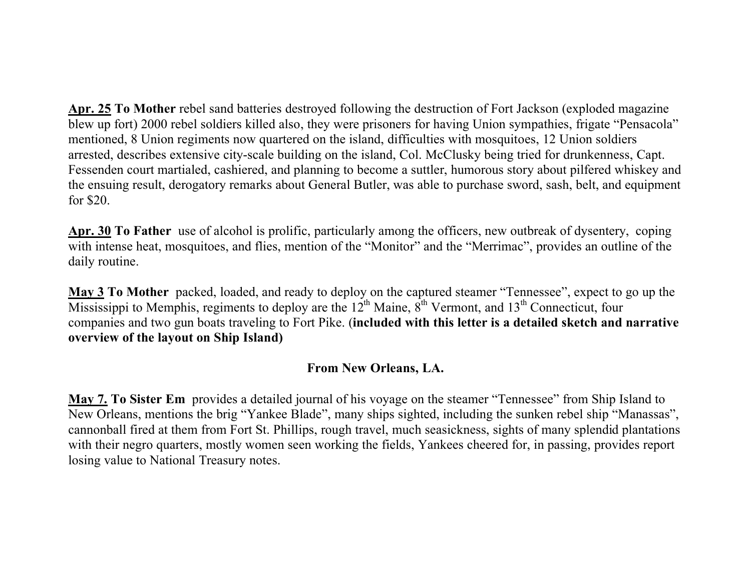**Apr. 25** **To Mother** rebel sand batteries destroyed following the destruction of Fort Jackson (exploded magazine blew up fort) 2000 rebel soldiers killed also, they were prisoners for having Union sympathies, frigate "Pensacola" mentioned, 8 Union regiments now quartered on the island, difficulties with mosquitoes, 12 Union soldiers arrested, describes extensive city-scale building on the island, Col. McClusky being tried for drunkenness, Capt. Fessenden court martialed, cashiered, and planning to become a suttler, humorous story about pilfered whiskey and the ensuing result, derogatory remarks about General Butler, was able to purchase sword, sash, belt, and equipment for $20.

**Apr. 30** **To Father** use of alcohol is prolific, particularly among the officers, new outbreak of dysentery, coping with intense heat, mosquitoes, and flies, mention of the "Monitor" and the "Merrimac", provides an outline of the daily routine.

**May 3** **To Mother** packed, loaded, and ready to deploy on the captured steamer "Tennessee", expect to go up the Mississippi to Memphis, regiments to deploy are the 12th Maine, 8th Vermont, and 13th Connecticut, four companies and two gun boats traveling to Fort Pike. (**included with this letter is a detailed sketch and narrative overview of the layout on Ship Island)**

**From New Orleans, LA.**

**May 7.** **To Sister Em** provides a detailed journal of his voyage on the steamer "Tennessee" from Ship Island to New Orleans, mentions the brig "Yankee Blade", many ships sighted, including the sunken rebel ship "Manassas", cannonball fired at them from Fort St. Phillips, rough travel, much seasickness, sights of many splendid plantations with their negro quarters, mostly women seen working the fields, Yankees cheered for, in passing, provides report losing value to National Treasury notes.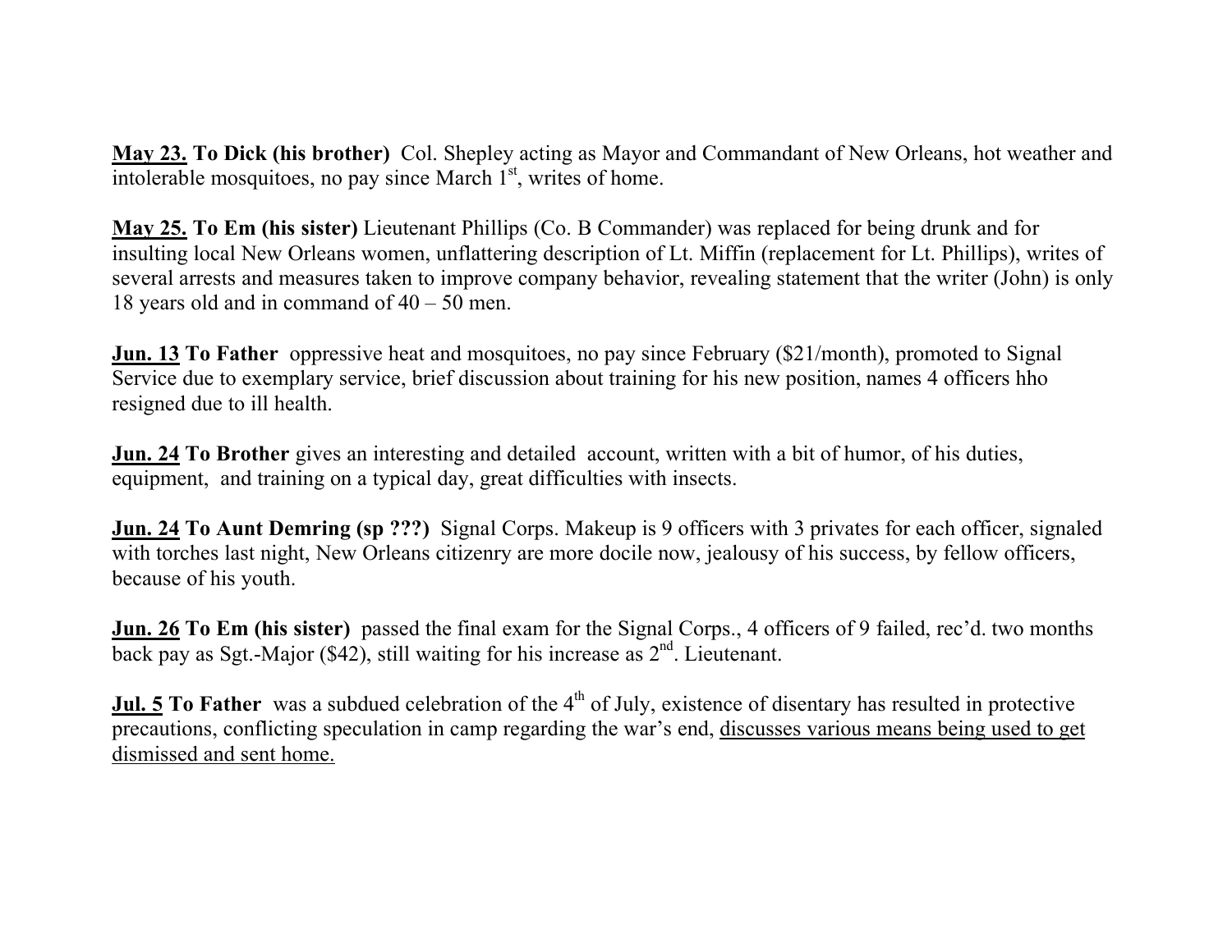**<u>May 23.</u> To Dick (his brother)** Col. Shepley acting as Mayor and Commandant of New Orleans, hot weather and intolerable mosquitoes, no pay since March 1st, writes of home.

**<u>May 25.</u> To Em (his sister)** Lieutenant Phillips (Co. B Commander) was replaced for being drunk and for insulting local New Orleans women, unflattering description of Lt. Miffin (replacement for Lt. Phillips), writes of several arrests and measures taken to improve company behavior, revealing statement that the writer (John) is only 18 years old and in command of 40 – 50 men.

**<u>Jun. 13</u> To Father** oppressive heat and mosquitoes, no pay since February ($21/month), promoted to Signal Service due to exemplary service, brief discussion about training for his new position, names 4 officers hho resigned due to ill health.

**<u>Jun. 24</u> To Brother** gives an interesting and detailed account, written with a bit of humor, of his duties, equipment, and training on a typical day, great difficulties with insects.

**<u>Jun. 24</u> To Aunt Demring (sp ???)** Signal Corps. Makeup is 9 officers with 3 privates for each officer, signaled with torches last night, New Orleans citizenry are more docile now, jealousy of his success, by fellow officers, because of his youth.

**<u>Jun. 26</u> To Em (his sister)** passed the final exam for the Signal Corps., 4 officers of 9 failed, rec'd. two months back pay as Sgt.-Major ($42), still waiting for his increase as 2nd. Lieutenant.

**<u>Jul. 5</u> To Father** was a subdued celebration of the 4th of July, existence of disentary has resulted in protective precautions, conflicting speculation in camp regarding the war's end, <u>discusses various means being used to get dismissed and sent home.</u>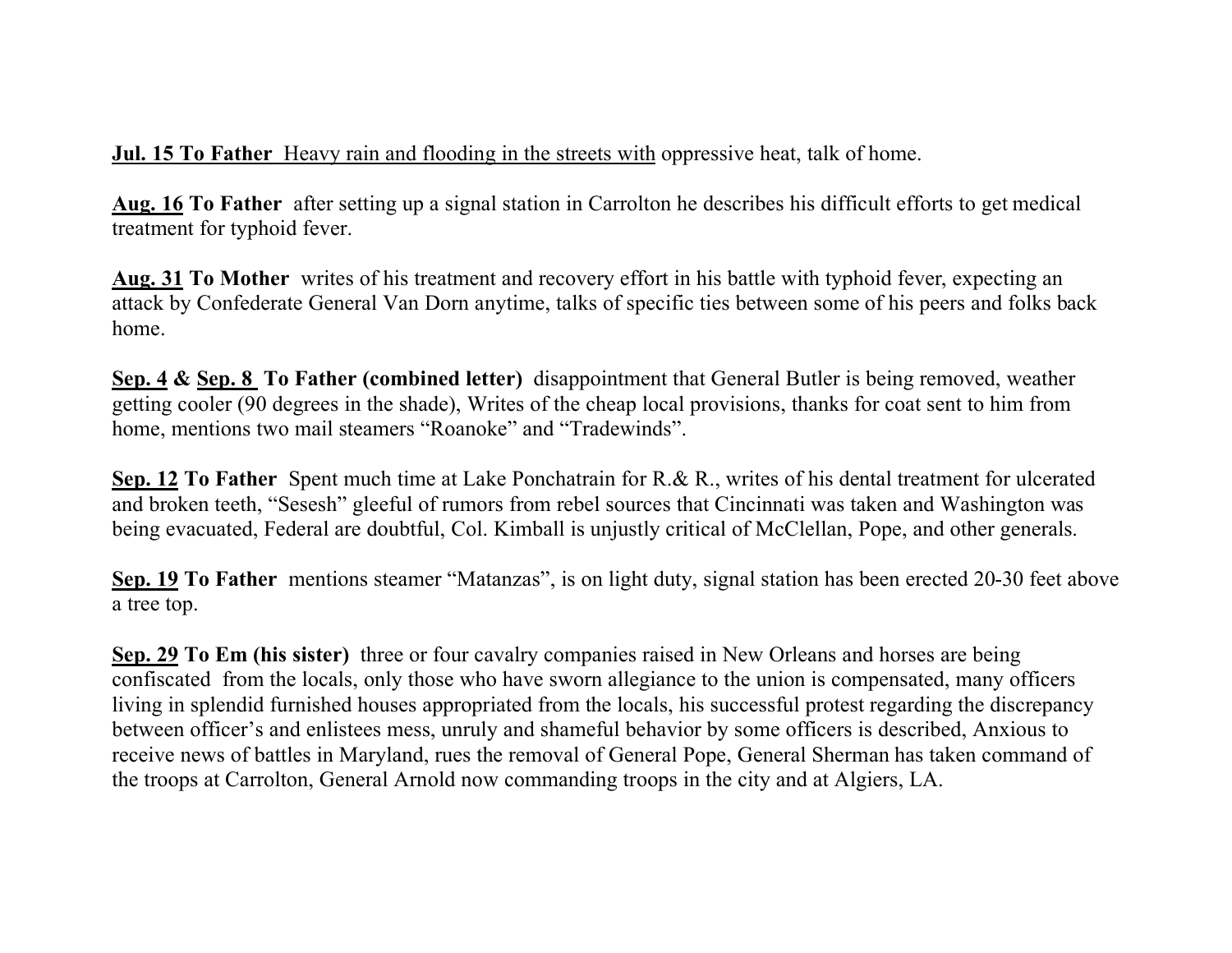**Jul. 15 To Father** Heavy rain and flooding in the streets with oppressive heat, talk of home.

**Aug. 16 To Father** after setting up a signal station in Carrolton he describes his difficult efforts to get medical treatment for typhoid fever.

**Aug. 31 To Mother** writes of his treatment and recovery effort in his battle with typhoid fever, expecting an attack by Confederate General Van Dorn anytime, talks of specific ties between some of his peers and folks back home.

**Sep. 4 & Sep. 8 To Father (combined letter)** disappointment that General Butler is being removed, weather getting cooler (90 degrees in the shade), Writes of the cheap local provisions, thanks for coat sent to him from home, mentions two mail steamers "Roanoke" and "Tradewinds".

**Sep. 12 To Father** Spent much time at Lake Ponchatrain for R.& R., writes of his dental treatment for ulcerated and broken teeth, "Sesesh" gleeful of rumors from rebel sources that Cincinnati was taken and Washington was being evacuated, Federal are doubtful, Col. Kimball is unjustly critical of McClellan, Pope, and other generals.

**Sep. 19 To Father** mentions steamer "Matanzas", is on light duty, signal station has been erected 20-30 feet above a tree top.

**Sep. 29 To Em (his sister)** three or four cavalry companies raised in New Orleans and horses are being confiscated from the locals, only those who have sworn allegiance to the union is compensated, many officers living in splendid furnished houses appropriated from the locals, his successful protest regarding the discrepancy between officer's and enlistees mess, unruly and shameful behavior by some officers is described, Anxious to receive news of battles in Maryland, rues the removal of General Pope, General Sherman has taken command of the troops at Carrolton, General Arnold now commanding troops in the city and at Algiers, LA.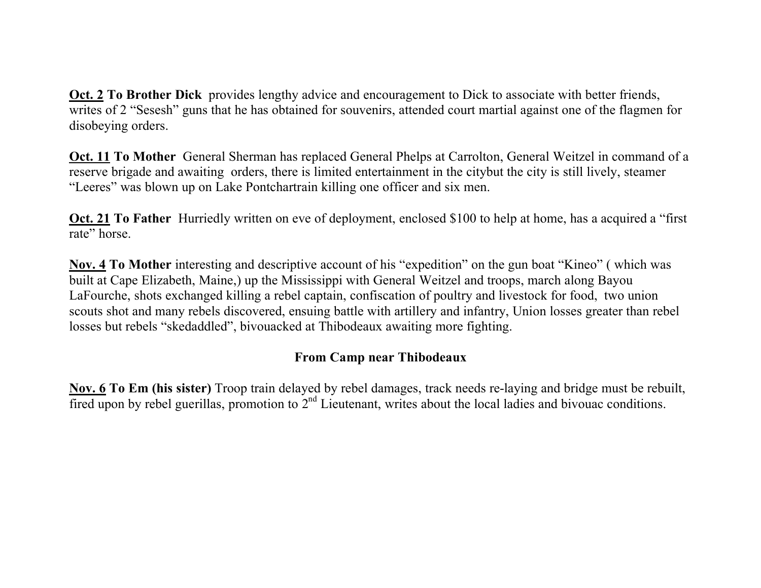**<u>Oct. 2</u> To Brother Dick** provides lengthy advice and encouragement to Dick to associate with better friends, writes of 2 "Sesesh" guns that he has obtained for souvenirs, attended court martial against one of the flagmen for disobeying orders.

**<u>Oct. 11</u> To Mother** General Sherman has replaced General Phelps at Carrolton, General Weitzel in command of a reserve brigade and awaiting orders, there is limited entertainment in the citybut the city is still lively, steamer "Leeres" was blown up on Lake Pontchartrain killing one officer and six men.

**<u>Oct. 21</u> To Father** Hurriedly written on eve of deployment, enclosed $100 to help at home, has a acquired a "first rate" horse.

**<u>Nov. 4</u> To Mother** interesting and descriptive account of his "expedition" on the gun boat "Kineo" ( which was built at Cape Elizabeth, Maine,) up the Mississippi with General Weitzel and troops, march along Bayou LaFourche, shots exchanged killing a rebel captain, confiscation of poultry and livestock for food, two union scouts shot and many rebels discovered, ensuing battle with artillery and infantry, Union losses greater than rebel losses but rebels "skedaddled", bivouacked at Thibodeaux awaiting more fighting.

**From Camp near Thibodeaux**

**<u>Nov. 6</u> To Em (his sister)** Troop train delayed by rebel damages, track needs re-laying and bridge must be rebuilt, fired upon by rebel guerillas, promotion to 2nd Lieutenant, writes about the local ladies and bivouac conditions.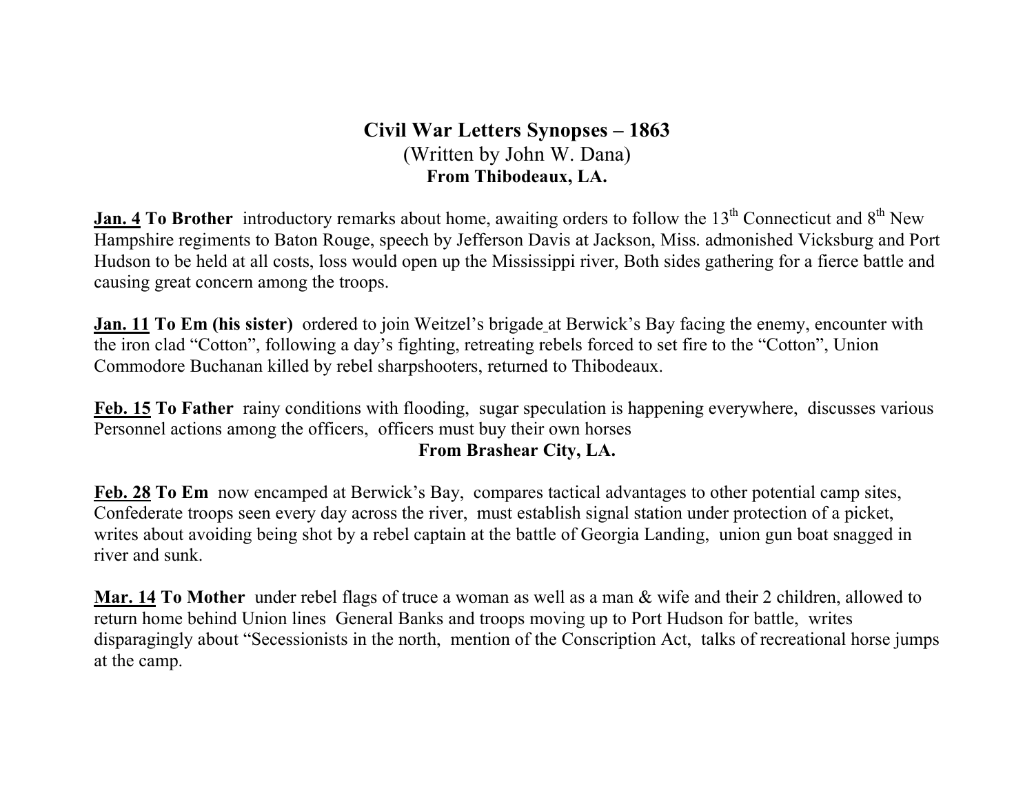# Civil War Letters Synopses – 1863

(Written by John W. Dana)

**From Thibodeaux, LA.**

**Jan. 4** **To Brother** introductory remarks about home, awaiting orders to follow the 13th Connecticut and 8th New Hampshire regiments to Baton Rouge, speech by Jefferson Davis at Jackson, Miss. admonished Vicksburg and Port Hudson to be held at all costs, loss would open up the Mississippi river, Both sides gathering for a fierce battle and causing great concern among the troops.

**Jan. 11** **To Em (his sister)** ordered to join Weitzel's brigade at Berwick's Bay facing the enemy, encounter with the iron clad "Cotton", following a day's fighting, retreating rebels forced to set fire to the "Cotton", Union Commodore Buchanan killed by rebel sharpshooters, returned to Thibodeaux.

**Feb. 15** **To Father** rainy conditions with flooding, sugar speculation is happening everywhere, discusses various Personnel actions among the officers, officers must buy their own horses

**From Brashear City, LA.**

**Feb. 28** **To Em** now encamped at Berwick's Bay, compares tactical advantages to other potential camp sites, Confederate troops seen every day across the river, must establish signal station under protection of a picket, writes about avoiding being shot by a rebel captain at the battle of Georgia Landing, union gun boat snagged in river and sunk.

**Mar. 14** **To Mother** under rebel flags of truce a woman as well as a man & wife and their 2 children, allowed to return home behind Union lines General Banks and troops moving up to Port Hudson for battle, writes disparagingly about "Secessionists in the north, mention of the Conscription Act, talks of recreational horse jumps at the camp.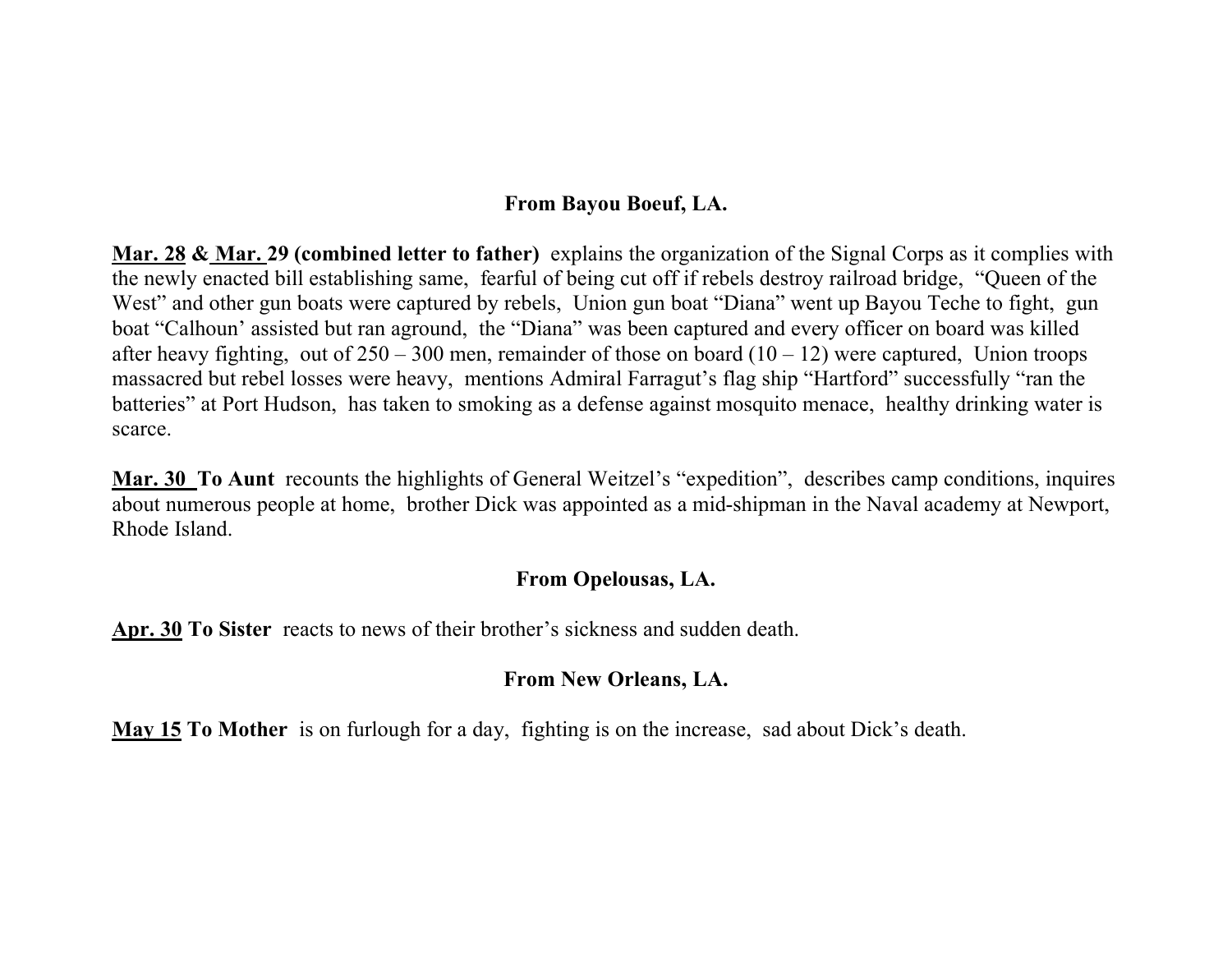**From Bayou Boeuf, LA.**

**Mar. 28 & Mar. 29 (combined letter to father)** explains the organization of the Signal Corps as it complies with the newly enacted bill establishing same, fearful of being cut off if rebels destroy railroad bridge, "Queen of the West" and other gun boats were captured by rebels, Union gun boat "Diana" went up Bayou Teche to fight, gun boat "Calhoun' assisted but ran aground, the "Diana" was been captured and every officer on board was killed after heavy fighting, out of 250 – 300 men, remainder of those on board (10 – 12) were captured, Union troops massacred but rebel losses were heavy, mentions Admiral Farragut's flag ship "Hartford" successfully "ran the batteries" at Port Hudson, has taken to smoking as a defense against mosquito menace, healthy drinking water is scarce.

**Mar. 30 To Aunt** recounts the highlights of General Weitzel's "expedition", describes camp conditions, inquires about numerous people at home, brother Dick was appointed as a mid-shipman in the Naval academy at Newport, Rhode Island.

**From Opelousas, LA.**

**Apr. 30 To Sister** reacts to news of their brother's sickness and sudden death.

**From New Orleans, LA.**

**May 15 To Mother** is on furlough for a day, fighting is on the increase, sad about Dick's death.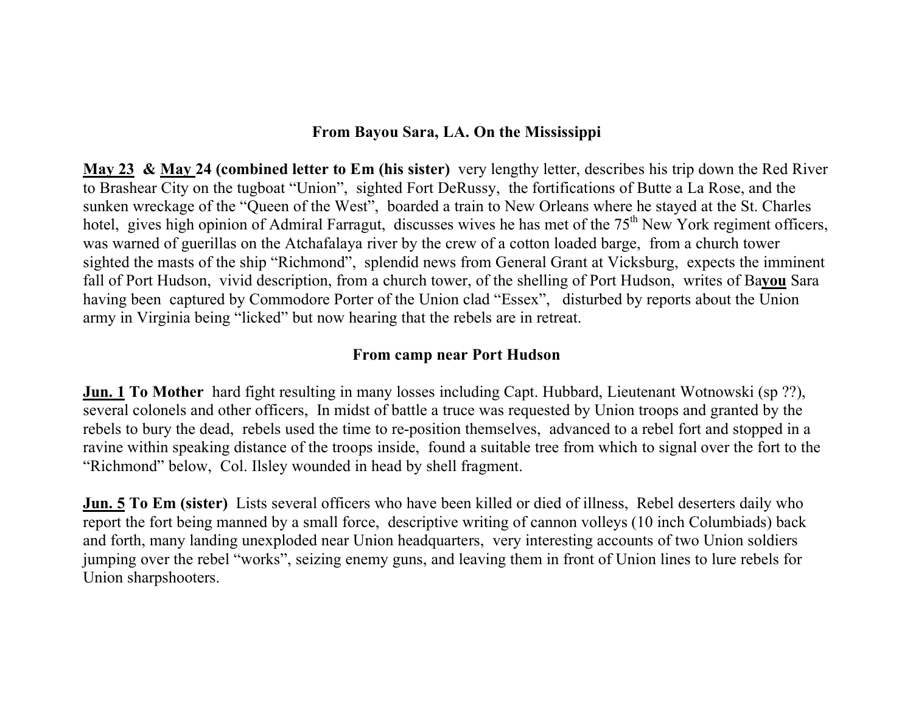### From Bayou Sara, LA. On the Mississippi

**<u>May 23</u> & <u>May</u> 24 (combined letter to Em (his sister)** very lengthy letter, describes his trip down the Red River to Brashear City on the tugboat "Union", sighted Fort DeRussy, the fortifications of Butte a La Rose, and the sunken wreckage of the "Queen of the West", boarded a train to New Orleans where he stayed at the St. Charles hotel, gives high opinion of Admiral Farragut, discusses wives he has met of the 75th New York regiment officers, was warned of guerillas on the Atchafalaya river by the crew of a cotton loaded barge, from a church tower sighted the masts of the ship "Richmond", splendid news from General Grant at Vicksburg, expects the imminent fall of Port Hudson, vivid description, from a church tower, of the shelling of Port Hudson, writes of Ba**<u>you</u>** Sara having been captured by Commodore Porter of the Union clad "Essex", disturbed by reports about the Union army in Virginia being "licked" but now hearing that the rebels are in retreat.

### From camp near Port Hudson

**<u>Jun. 1</u> To Mother** hard fight resulting in many losses including Capt. Hubbard, Lieutenant Wotnowski (sp ??), several colonels and other officers, In midst of battle a truce was requested by Union troops and granted by the rebels to bury the dead, rebels used the time to re-position themselves, advanced to a rebel fort and stopped in a ravine within speaking distance of the troops inside, found a suitable tree from which to signal over the fort to the "Richmond" below, Col. Ilsley wounded in head by shell fragment.

**<u>Jun. 5</u> To Em (sister)** Lists several officers who have been killed or died of illness, Rebel deserters daily who report the fort being manned by a small force, descriptive writing of cannon volleys (10 inch Columbiads) back and forth, many landing unexploded near Union headquarters, very interesting accounts of two Union soldiers jumping over the rebel "works", seizing enemy guns, and leaving them in front of Union lines to lure rebels for Union sharpshooters.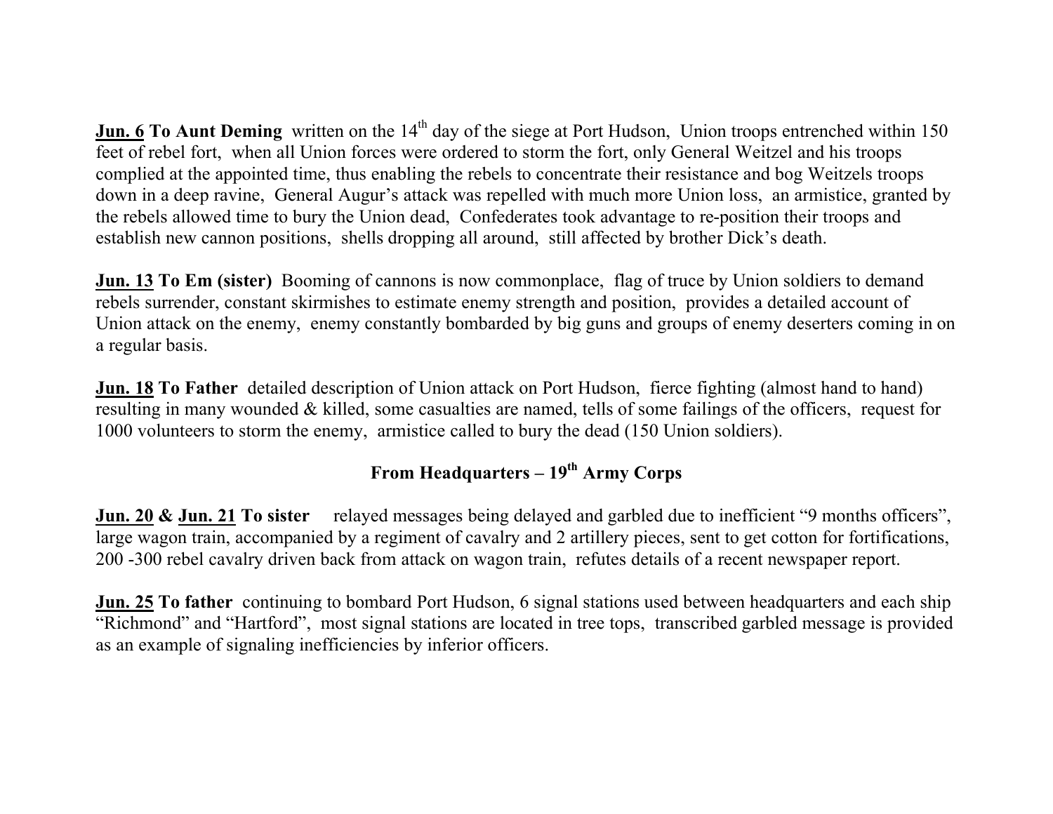**Jun. 6 To Aunt Deming** written on the 14th day of the siege at Port Hudson, Union troops entrenched within 150 feet of rebel fort, when all Union forces were ordered to storm the fort, only General Weitzel and his troops complied at the appointed time, thus enabling the rebels to concentrate their resistance and bog Weitzels troops down in a deep ravine, General Augur's attack was repelled with much more Union loss, an armistice, granted by the rebels allowed time to bury the Union dead, Confederates took advantage to re-position their troops and establish new cannon positions, shells dropping all around, still affected by brother Dick's death.

**Jun. 13 To Em (sister)** Booming of cannons is now commonplace, flag of truce by Union soldiers to demand rebels surrender, constant skirmishes to estimate enemy strength and position, provides a detailed account of Union attack on the enemy, enemy constantly bombarded by big guns and groups of enemy deserters coming in on a regular basis.

**Jun. 18 To Father** detailed description of Union attack on Port Hudson, fierce fighting (almost hand to hand) resulting in many wounded & killed, some casualties are named, tells of some failings of the officers, request for 1000 volunteers to storm the enemy, armistice called to bury the dead (150 Union soldiers).

## From Headquarters – 19th Army Corps

**Jun. 20 & Jun. 21 To sister** relayed messages being delayed and garbled due to inefficient "9 months officers", large wagon train, accompanied by a regiment of cavalry and 2 artillery pieces, sent to get cotton for fortifications, 200 -300 rebel cavalry driven back from attack on wagon train, refutes details of a recent newspaper report.

**Jun. 25 To father** continuing to bombard Port Hudson, 6 signal stations used between headquarters and each ship "Richmond" and "Hartford", most signal stations are located in tree tops, transcribed garbled message is provided as an example of signaling inefficiencies by inferior officers.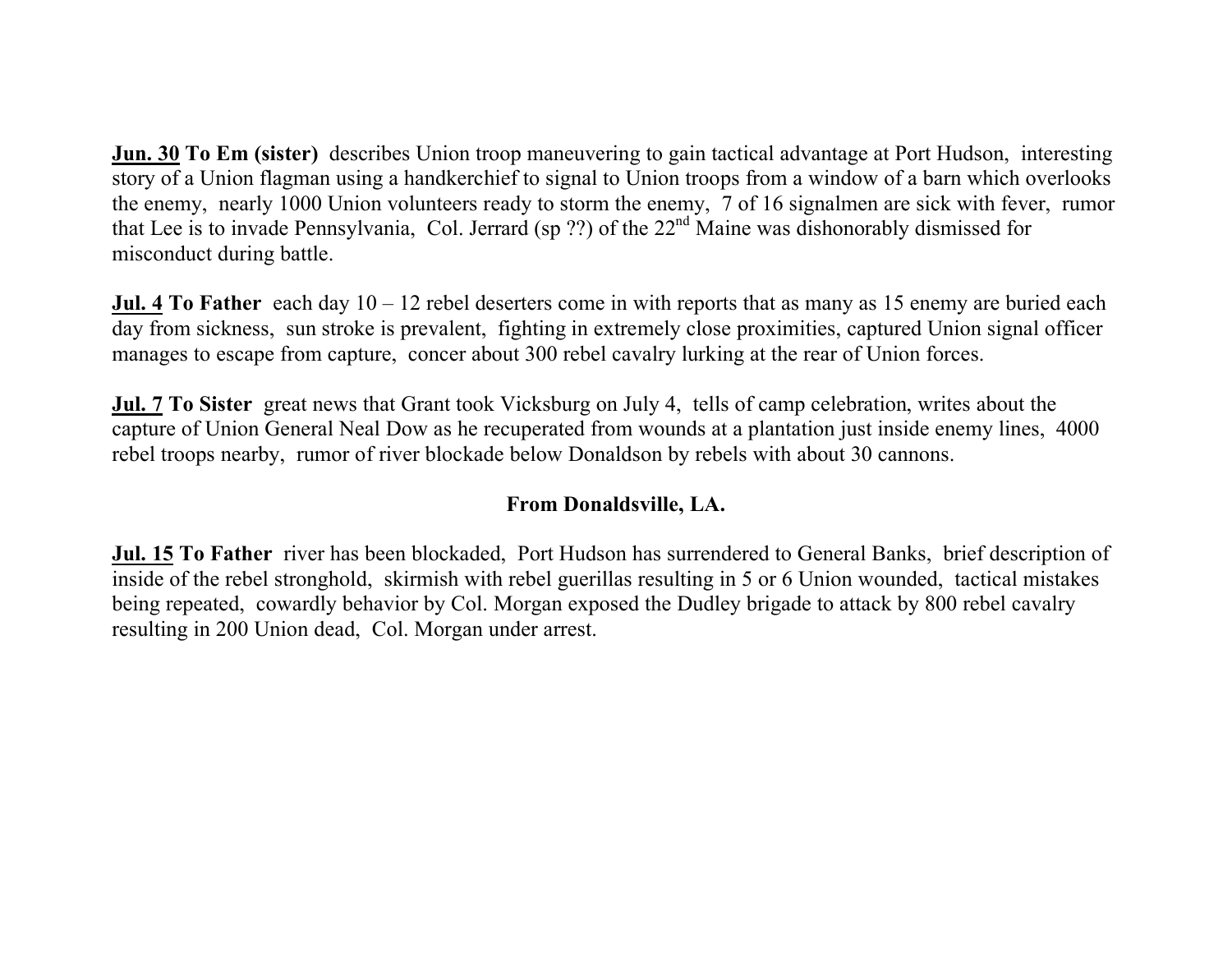**<u>Jun. 30</u> To Em (sister)** describes Union troop maneuvering to gain tactical advantage at Port Hudson, interesting story of a Union flagman using a handkerchief to signal to Union troops from a window of a barn which overlooks the enemy, nearly 1000 Union volunteers ready to storm the enemy, 7 of 16 signalmen are sick with fever, rumor that Lee is to invade Pennsylvania, Col. Jerrard (sp ??) of the 22nd Maine was dishonorably dismissed for misconduct during battle.

**<u>Jul. 4</u> To Father** each day 10 – 12 rebel deserters come in with reports that as many as 15 enemy are buried each day from sickness, sun stroke is prevalent, fighting in extremely close proximities, captured Union signal officer manages to escape from capture, concer about 300 rebel cavalry lurking at the rear of Union forces.

**<u>Jul. 7</u> To Sister** great news that Grant took Vicksburg on July 4, tells of camp celebration, writes about the capture of Union General Neal Dow as he recuperated from wounds at a plantation just inside enemy lines, 4000 rebel troops nearby, rumor of river blockade below Donaldson by rebels with about 30 cannons.

**From Donaldsville, LA.**

**<u>Jul. 15</u> To Father** river has been blockaded, Port Hudson has surrendered to General Banks, brief description of inside of the rebel stronghold, skirmish with rebel guerillas resulting in 5 or 6 Union wounded, tactical mistakes being repeated, cowardly behavior by Col. Morgan exposed the Dudley brigade to attack by 800 rebel cavalry resulting in 200 Union dead, Col. Morgan under arrest.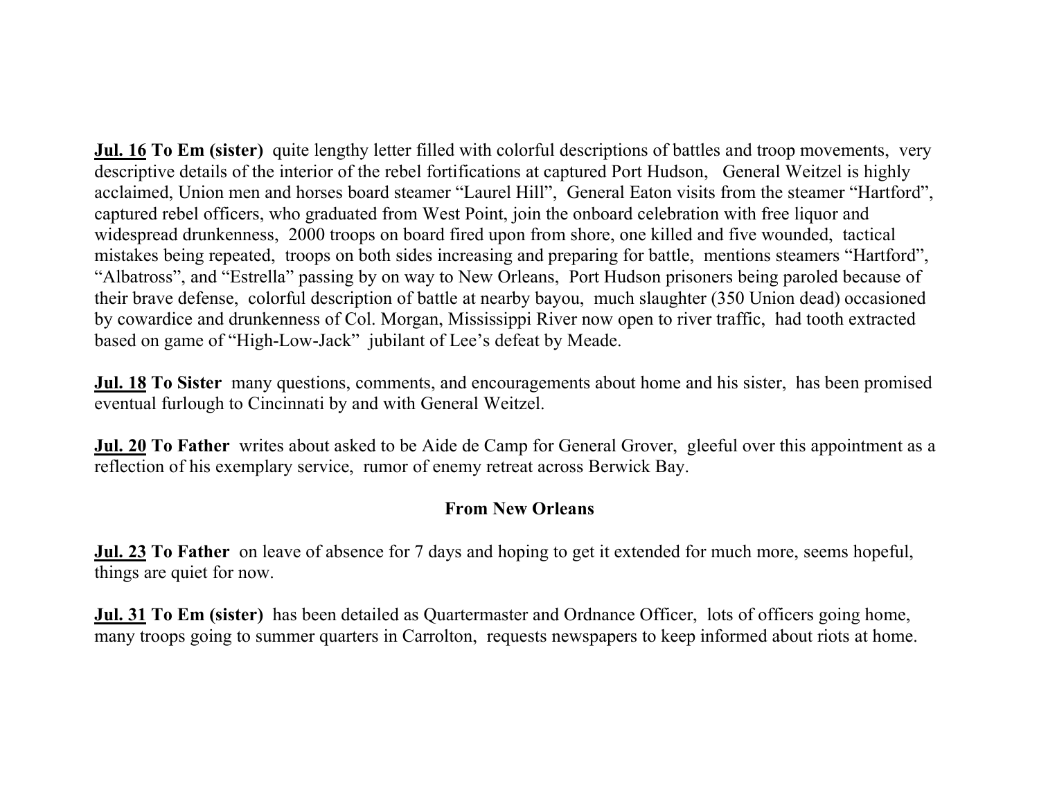**<u>Jul. 16</u> To Em (sister)** quite lengthy letter filled with colorful descriptions of battles and troop movements, very descriptive details of the interior of the rebel fortifications at captured Port Hudson, General Weitzel is highly acclaimed, Union men and horses board steamer "Laurel Hill", General Eaton visits from the steamer "Hartford", captured rebel officers, who graduated from West Point, join the onboard celebration with free liquor and widespread drunkenness, 2000 troops on board fired upon from shore, one killed and five wounded, tactical mistakes being repeated, troops on both sides increasing and preparing for battle, mentions steamers "Hartford", "Albatross", and "Estrella" passing by on way to New Orleans, Port Hudson prisoners being paroled because of their brave defense, colorful description of battle at nearby bayou, much slaughter (350 Union dead) occasioned by cowardice and drunkenness of Col. Morgan, Mississippi River now open to river traffic, had tooth extracted based on game of "High-Low-Jack" jubilant of Lee's defeat by Meade.

**<u>Jul. 18</u> To Sister** many questions, comments, and encouragements about home and his sister, has been promised eventual furlough to Cincinnati by and with General Weitzel.

**<u>Jul. 20</u> To Father** writes about asked to be Aide de Camp for General Grover, gleeful over this appointment as a reflection of his exemplary service, rumor of enemy retreat across Berwick Bay.

**From New Orleans**

**<u>Jul. 23</u> To Father** on leave of absence for 7 days and hoping to get it extended for much more, seems hopeful, things are quiet for now.

**<u>Jul. 31</u> To Em (sister)** has been detailed as Quartermaster and Ordnance Officer, lots of officers going home, many troops going to summer quarters in Carrolton, requests newspapers to keep informed about riots at home.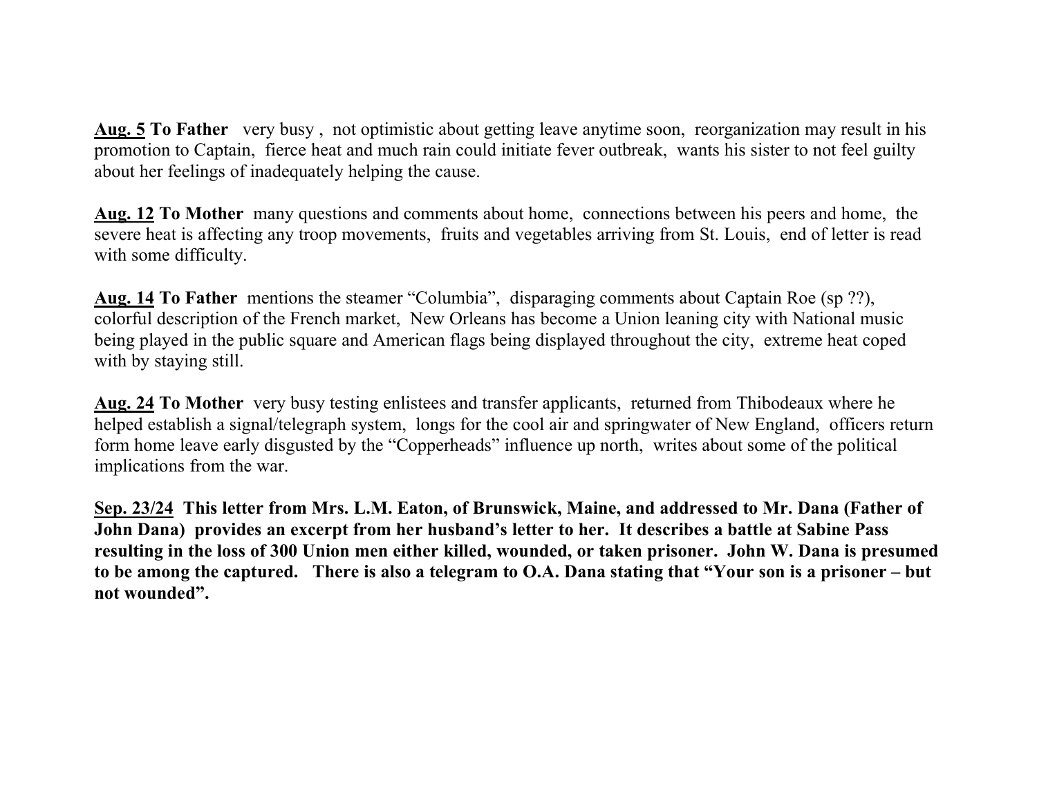**<u>Aug. 5</u> To Father** very busy , not optimistic about getting leave anytime soon, reorganization may result in his promotion to Captain, fierce heat and much rain could initiate fever outbreak, wants his sister to not feel guilty about her feelings of inadequately helping the cause.

**<u>Aug. 12</u> To Mother** many questions and comments about home, connections between his peers and home, the severe heat is affecting any troop movements, fruits and vegetables arriving from St. Louis, end of letter is read with some difficulty.

**<u>Aug. 14</u> To Father** mentions the steamer "Columbia", disparaging comments about Captain Roe (sp ??), colorful description of the French market, New Orleans has become a Union leaning city with National music being played in the public square and American flags being displayed throughout the city, extreme heat coped with by staying still.

**<u>Aug. 24</u> To Mother** very busy testing enlistees and transfer applicants, returned from Thibodeaux where he helped establish a signal/telegraph system, longs for the cool air and springwater of New England, officers return form home leave early disgusted by the "Copperheads" influence up north, writes about some of the political implications from the war.

**<u>Sep. 23/24</u> This letter from Mrs. L.M. Eaton, of Brunswick, Maine, and addressed to Mr. Dana (Father of John Dana) provides an excerpt from her husband's letter to her. It describes a battle at Sabine Pass resulting in the loss of 300 Union men either killed, wounded, or taken prisoner. John W. Dana is presumed to be among the captured. There is also a telegram to O.A. Dana stating that "Your son is a prisoner – but not wounded".**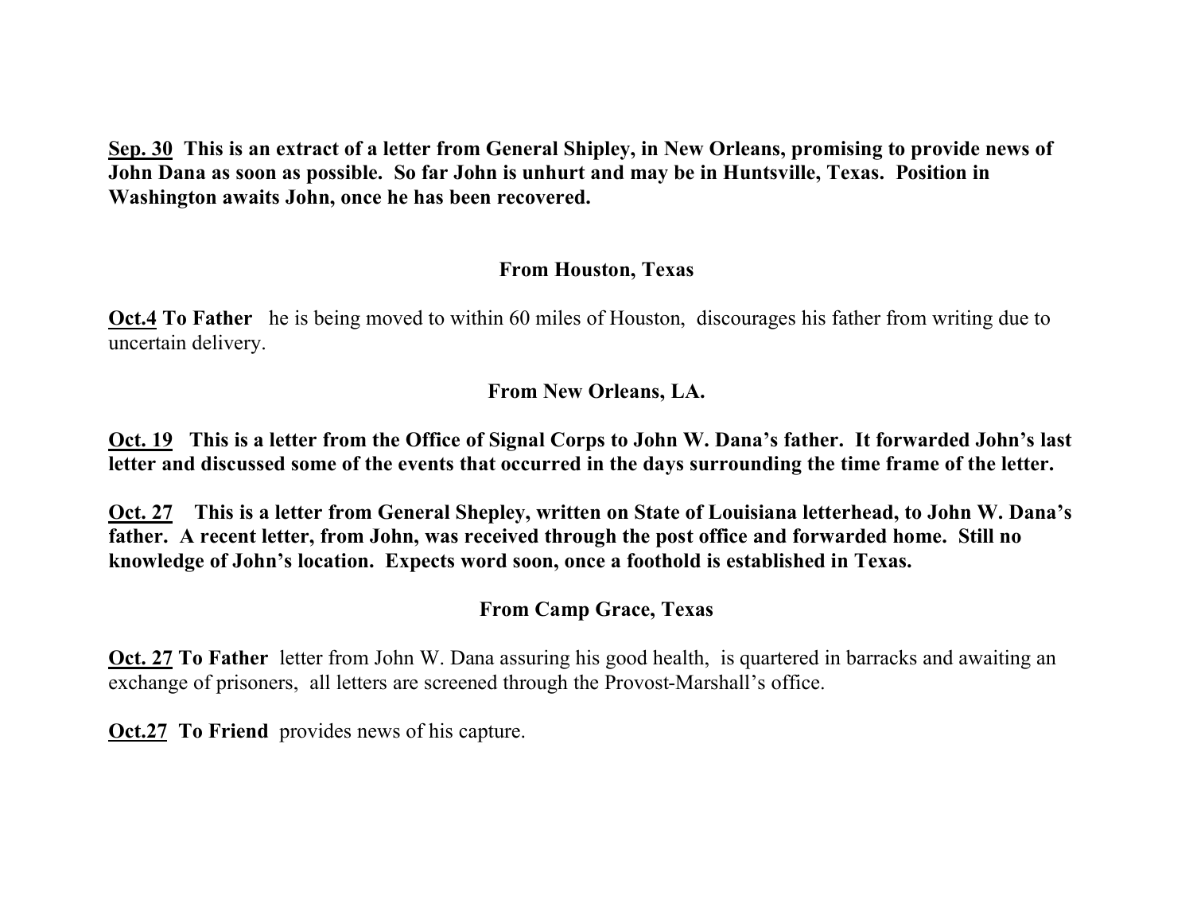**<u>Sep. 30</u>  This is an extract of a letter from General Shipley, in New Orleans, promising to provide news of John Dana as soon as possible.  So far John is unhurt and may be in Huntsville, Texas.  Position in Washington awaits John, once he has been recovered.**

**From Houston, Texas**

**<u>Oct.4</u> To Father**   he is being moved to within 60 miles of Houston,  discourages his father from writing due to uncertain delivery.

**From New Orleans, LA.**

**<u>Oct. 19</u>   This is a letter from the Office of Signal Corps to John W. Dana's father.  It forwarded John's last letter and discussed some of the events that occurred in the days surrounding the time frame of the letter.**

**<u>Oct. 27</u>    This is a letter from General Shepley, written on State of Louisiana letterhead, to John W. Dana's father.  A recent letter, from John, was received through the post office and forwarded home.  Still no knowledge of John's location.  Expects word soon, once a foothold is established in Texas.**

**From Camp Grace, Texas**

**<u>Oct. 27</u> To Father**  letter from John W. Dana assuring his good health,  is quartered in barracks and awaiting an exchange of prisoners,  all letters are screened through the Provost-Marshall's office.

**<u>Oct.27</u>  To Friend**  provides news of his capture.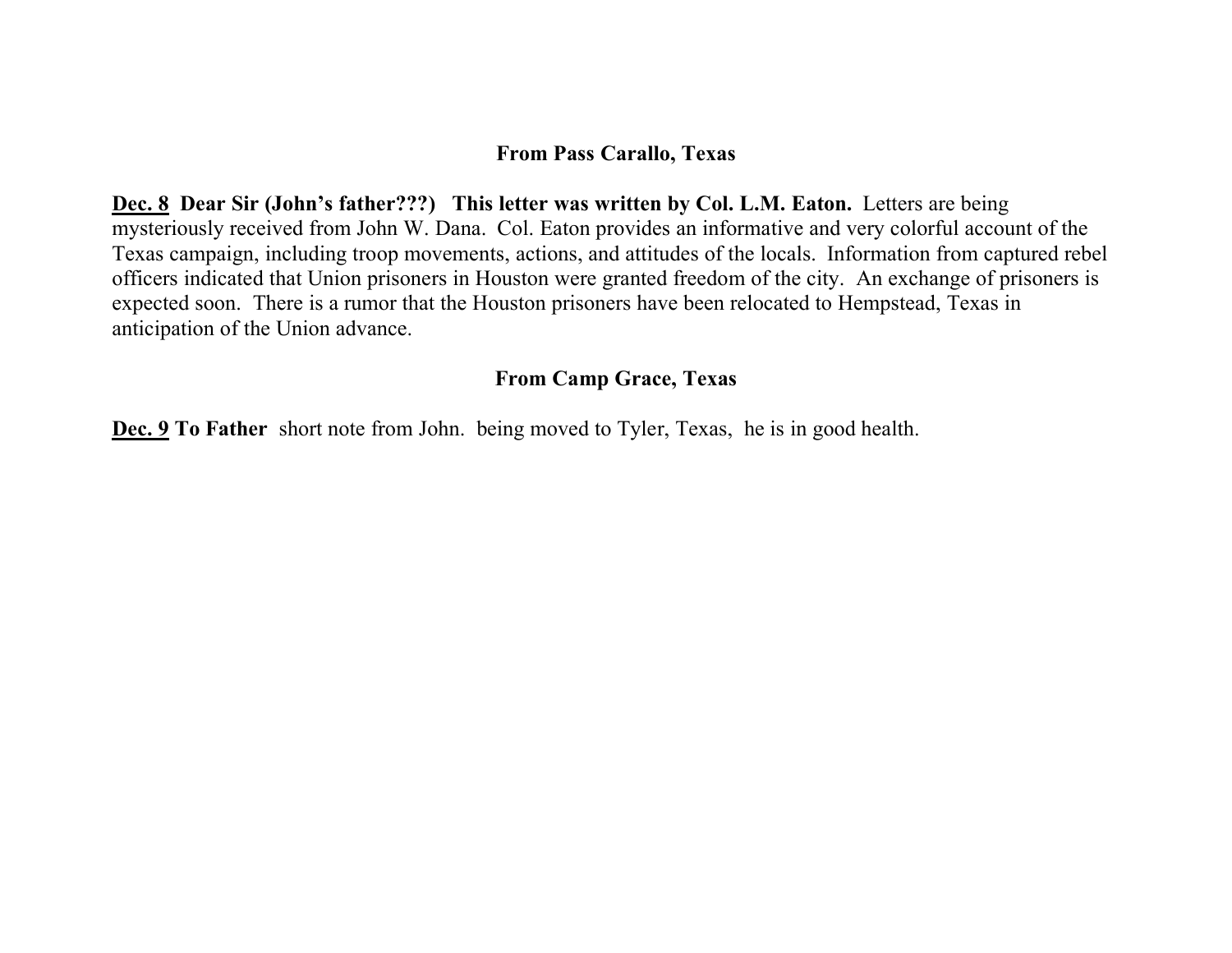### From Pass Carallo, Texas

**<u>Dec. 8</u> Dear Sir (John's father???) This letter was written by Col. L.M. Eaton.** Letters are being mysteriously received from John W. Dana. Col. Eaton provides an informative and very colorful account of the Texas campaign, including troop movements, actions, and attitudes of the locals. Information from captured rebel officers indicated that Union prisoners in Houston were granted freedom of the city. An exchange of prisoners is expected soon. There is a rumor that the Houston prisoners have been relocated to Hempstead, Texas in anticipation of the Union advance.

### From Camp Grace, Texas

**<u>Dec. 9</u> To Father** short note from John. being moved to Tyler, Texas, he is in good health.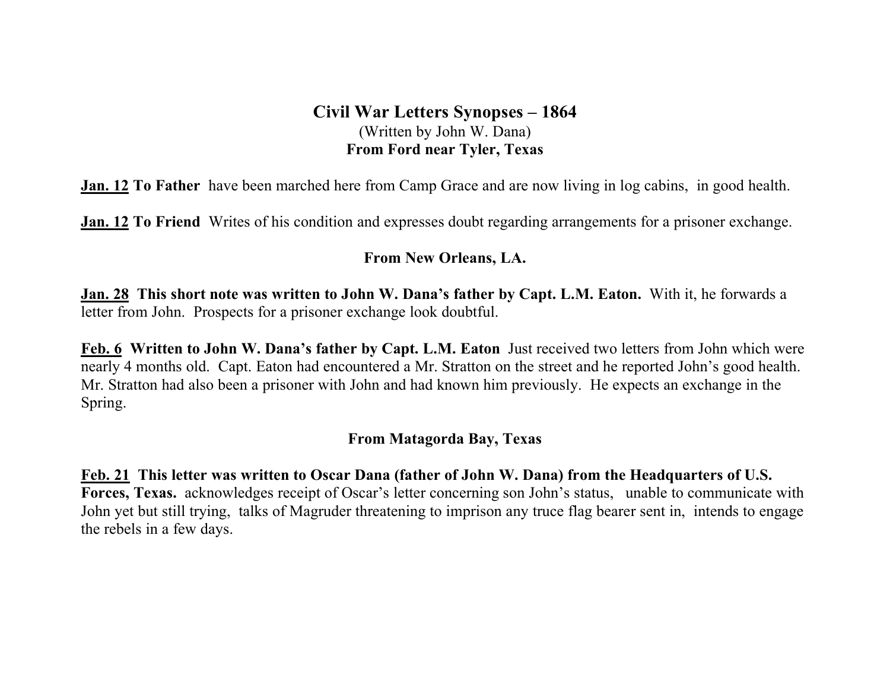# Civil War Letters Synopses – 1864

(Written by John W. Dana)

**From Ford near Tyler, Texas**

**Jan. 12** **To Father** have been marched here from Camp Grace and are now living in log cabins, in good health.

**Jan. 12** **To Friend** Writes of his condition and expresses doubt regarding arrangements for a prisoner exchange.

**From New Orleans, LA.**

**Jan. 28** **This short note was written to John W. Dana's father by Capt. L.M. Eaton.** With it, he forwards a letter from John. Prospects for a prisoner exchange look doubtful.

**Feb. 6** **Written to John W. Dana's father by Capt. L.M. Eaton** Just received two letters from John which were nearly 4 months old. Capt. Eaton had encountered a Mr. Stratton on the street and he reported John's good health. Mr. Stratton had also been a prisoner with John and had known him previously. He expects an exchange in the Spring.

**From Matagorda Bay, Texas**

**Feb. 21** **This letter was written to Oscar Dana (father of John W. Dana) from the Headquarters of U.S. Forces, Texas.** acknowledges receipt of Oscar's letter concerning son John's status, unable to communicate with John yet but still trying, talks of Magruder threatening to imprison any truce flag bearer sent in, intends to engage the rebels in a few days.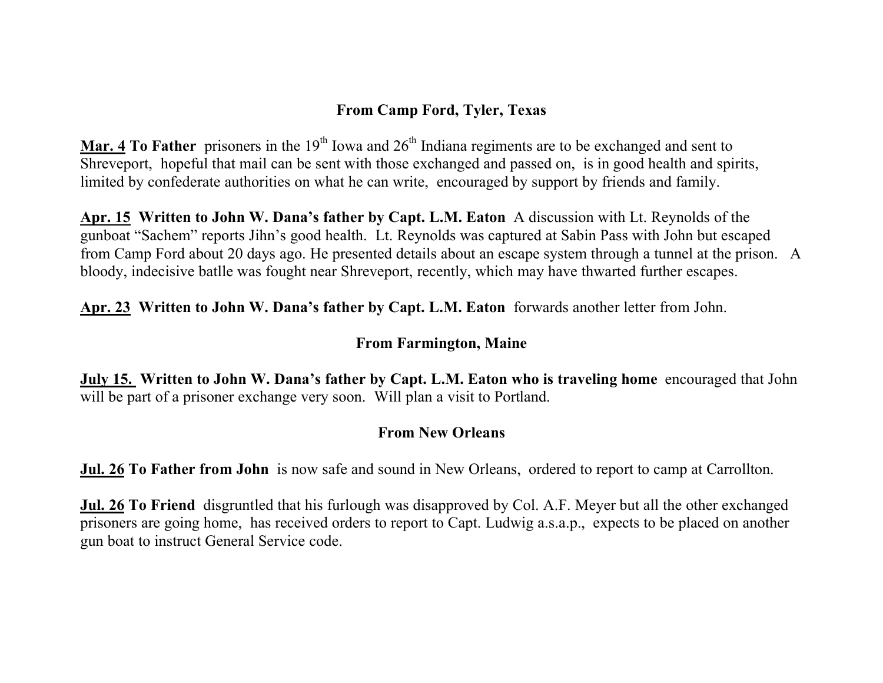**From Camp Ford, Tyler, Texas**

**Mar. 4 To Father** prisoners in the $19^{th}$ Iowa and $26^{th}$ Indiana regiments are to be exchanged and sent to Shreveport, hopeful that mail can be sent with those exchanged and passed on, is in good health and spirits, limited by confederate authorities on what he can write, encouraged by support by friends and family.

**Apr. 15 Written to John W. Dana's father by Capt. L.M. Eaton** A discussion with Lt. Reynolds of the gunboat "Sachem" reports Jihn's good health. Lt. Reynolds was captured at Sabin Pass with John but escaped from Camp Ford about 20 days ago. He presented details about an escape system through a tunnel at the prison. A bloody, indecisive batlle was fought near Shreveport, recently, which may have thwarted further escapes.

**Apr. 23 Written to John W. Dana's father by Capt. L.M. Eaton** forwards another letter from John.

**From Farmington, Maine**

**July 15. Written to John W. Dana's father by Capt. L.M. Eaton who is traveling home** encouraged that John will be part of a prisoner exchange very soon. Will plan a visit to Portland.

**From New Orleans**

**Jul. 26 To Father from John** is now safe and sound in New Orleans, ordered to report to camp at Carrollton.

**Jul. 26 To Friend** disgruntled that his furlough was disapproved by Col. A.F. Meyer but all the other exchanged prisoners are going home, has received orders to report to Capt. Ludwig a.s.a.p., expects to be placed on another gun boat to instruct General Service code.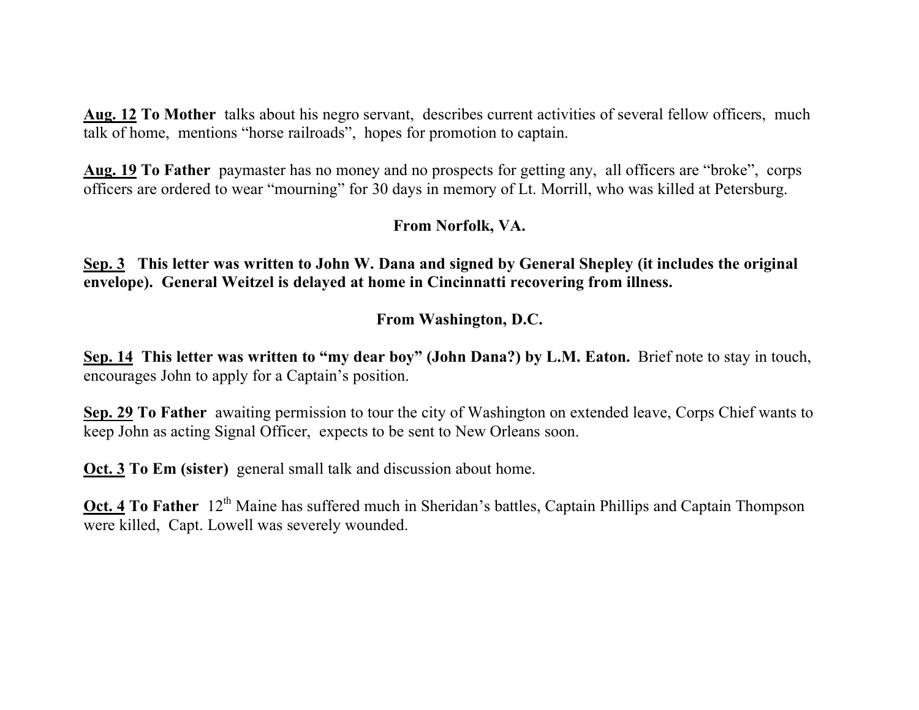**Aug. 12 To Mother** talks about his negro servant, describes current activities of several fellow officers, much talk of home, mentions "horse railroads", hopes for promotion to captain.

**Aug. 19 To Father** paymaster has no money and no prospects for getting any, all officers are "broke", corps officers are ordered to wear "mourning" for 30 days in memory of Lt. Morrill, who was killed at Petersburg.

**From Norfolk, VA.**

**Sep. 3 This letter was written to John W. Dana and signed by General Shepley (it includes the original envelope). General Weitzel is delayed at home in Cincinnatti recovering from illness.**

**From Washington, D.C.**

**Sep. 14 This letter was written to "my dear boy" (John Dana?) by L.M. Eaton.** Brief note to stay in touch, encourages John to apply for a Captain's position.

**Sep. 29 To Father** awaiting permission to tour the city of Washington on extended leave, Corps Chief wants to keep John as acting Signal Officer, expects to be sent to New Orleans soon.

**Oct. 3 To Em (sister)** general small talk and discussion about home.

**Oct. 4 To Father** 12th Maine has suffered much in Sheridan's battles, Captain Phillips and Captain Thompson were killed, Capt. Lowell was severely wounded.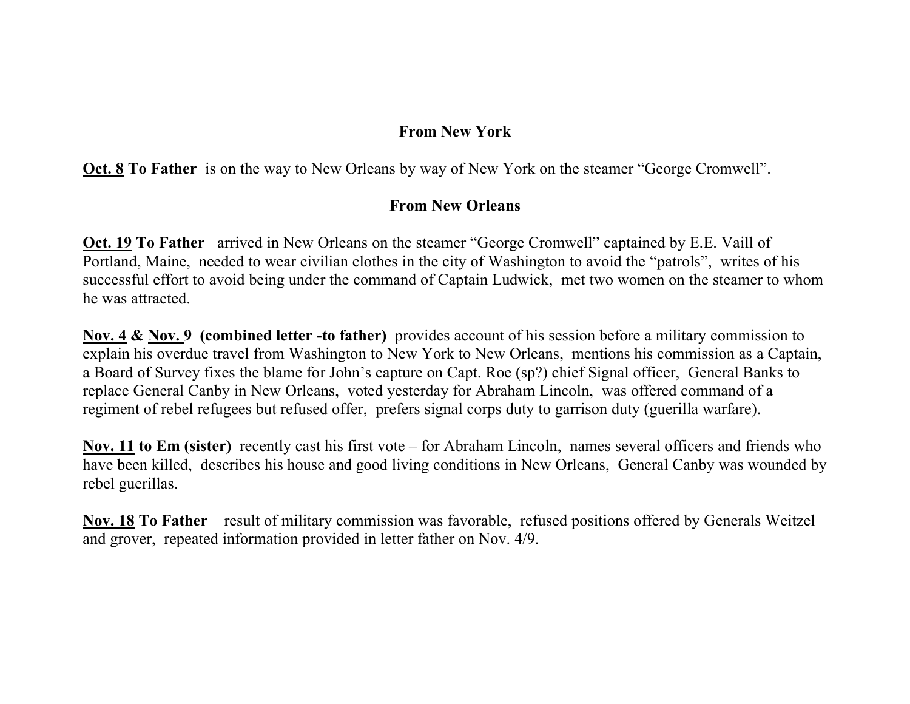## From New York

**<u>Oct. 8</u> To Father** is on the way to New Orleans by way of New York on the steamer "George Cromwell".

## From New Orleans

**<u>Oct. 19</u> To Father** arrived in New Orleans on the steamer "George Cromwell" captained by E.E. Vaill of Portland, Maine, needed to wear civilian clothes in the city of Washington to avoid the "patrols", writes of his successful effort to avoid being under the command of Captain Ludwick, met two women on the steamer to whom he was attracted.

**<u>Nov. 4</u> & <u>Nov.</u> 9 (combined letter -to father)** provides account of his session before a military commission to explain his overdue travel from Washington to New York to New Orleans, mentions his commission as a Captain, a Board of Survey fixes the blame for John's capture on Capt. Roe (sp?) chief Signal officer, General Banks to replace General Canby in New Orleans, voted yesterday for Abraham Lincoln, was offered command of a regiment of rebel refugees but refused offer, prefers signal corps duty to garrison duty (guerilla warfare).

**<u>Nov. 11</u> to Em (sister)** recently cast his first vote – for Abraham Lincoln, names several officers and friends who have been killed, describes his house and good living conditions in New Orleans, General Canby was wounded by rebel guerillas.

**<u>Nov. 18</u> To Father** result of military commission was favorable, refused positions offered by Generals Weitzel and grover, repeated information provided in letter father on Nov. 4/9.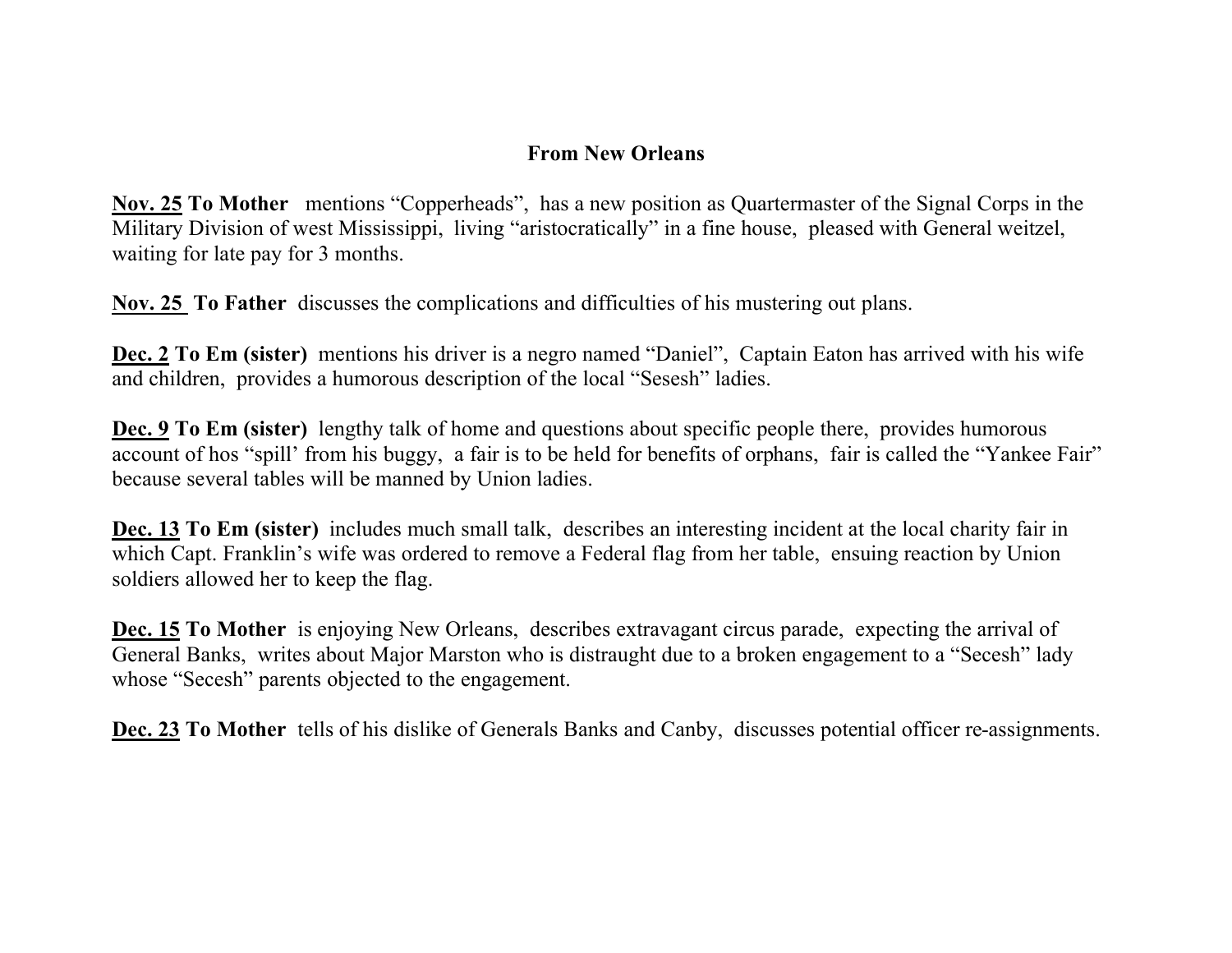## From New Orleans

**Nov. 25 To Mother** mentions "Copperheads", has a new position as Quartermaster of the Signal Corps in the Military Division of west Mississippi, living "aristocratically" in a fine house, pleased with General weitzel, waiting for late pay for 3 months.

**Nov. 25 To Father** discusses the complications and difficulties of his mustering out plans.

**Dec. 2 To Em (sister)** mentions his driver is a negro named "Daniel", Captain Eaton has arrived with his wife and children, provides a humorous description of the local "Sesesh" ladies.

**Dec. 9 To Em (sister)** lengthy talk of home and questions about specific people there, provides humorous account of hos "spill' from his buggy, a fair is to be held for benefits of orphans, fair is called the "Yankee Fair" because several tables will be manned by Union ladies.

**Dec. 13 To Em (sister)** includes much small talk, describes an interesting incident at the local charity fair in which Capt. Franklin's wife was ordered to remove a Federal flag from her table, ensuing reaction by Union soldiers allowed her to keep the flag.

**Dec. 15 To Mother** is enjoying New Orleans, describes extravagant circus parade, expecting the arrival of General Banks, writes about Major Marston who is distraught due to a broken engagement to a "Secesh" lady whose "Secesh" parents objected to the engagement.

**Dec. 23 To Mother** tells of his dislike of Generals Banks and Canby, discusses potential officer re-assignments.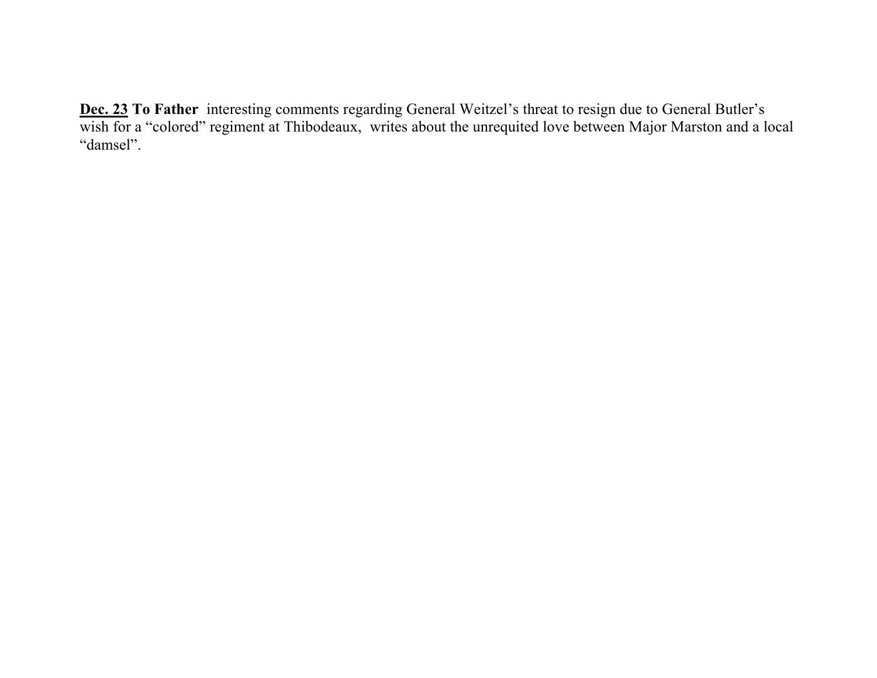<u>**Dec. 23**</u> **To Father** interesting comments regarding General Weitzel's threat to resign due to General Butler's wish for a "colored" regiment at Thibodeaux, writes about the unrequited love between Major Marston and a local "damsel".